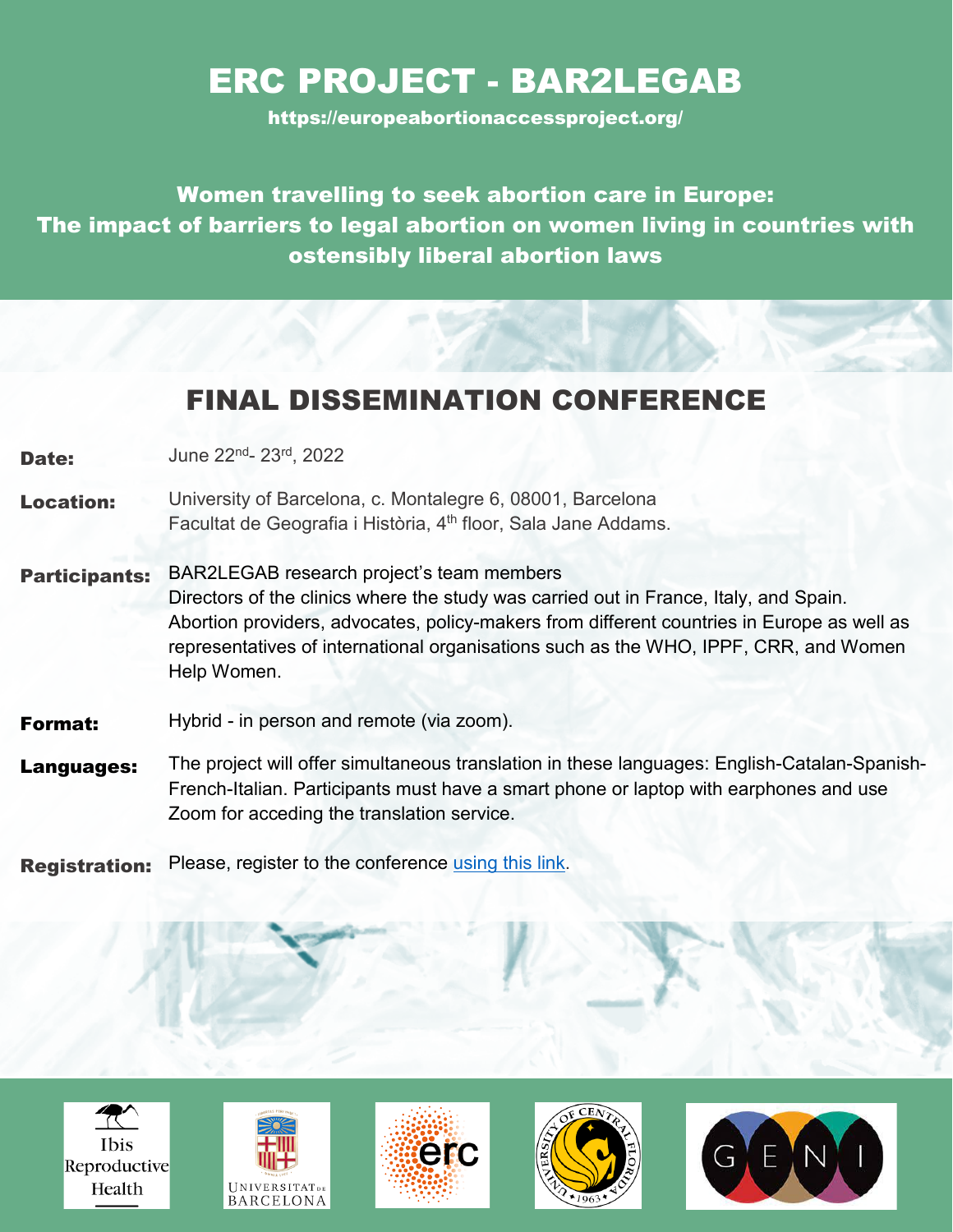# ERC PROJECT - BAR2LEGAB

**https://europeabortionaccessproject.org/**

**Women travelling to seek abortion care in Europe: The impact of barriers to legal abortion on women living in countries with ostensibly liberal abortion laws**

## FINAL DISSEMINATION CONFERENCE

**Date:** June 22nd- 23rd, 2022

**Location:** University of Barcelona, c. Montalegre 6, 08001, Barcelona
Facultat de Geografia i Història, 4th floor, Sala Jane Addams.

**Participants:** BAR2LEGAB research project's team members
Directors of the clinics where the study was carried out in France, Italy, and Spain.
Abortion providers, advocates, policy-makers from different countries in Europe as well as representatives of international organisations such as the WHO, IPPF, CRR, and Women Help Women.

**Format:** Hybrid - in person and remote (via zoom).

**Languages:** The project will offer simultaneous translation in these languages: English-Catalan-Spanish-French-Italian. Participants must have a smart phone or laptop with earphones and use Zoom for acceding the translation service.

**Registration:** Please, register to the conference using this link.

Ibis Reproductive Health | Universitat de Barcelona | erc | University of Central Florida 1963 | GENI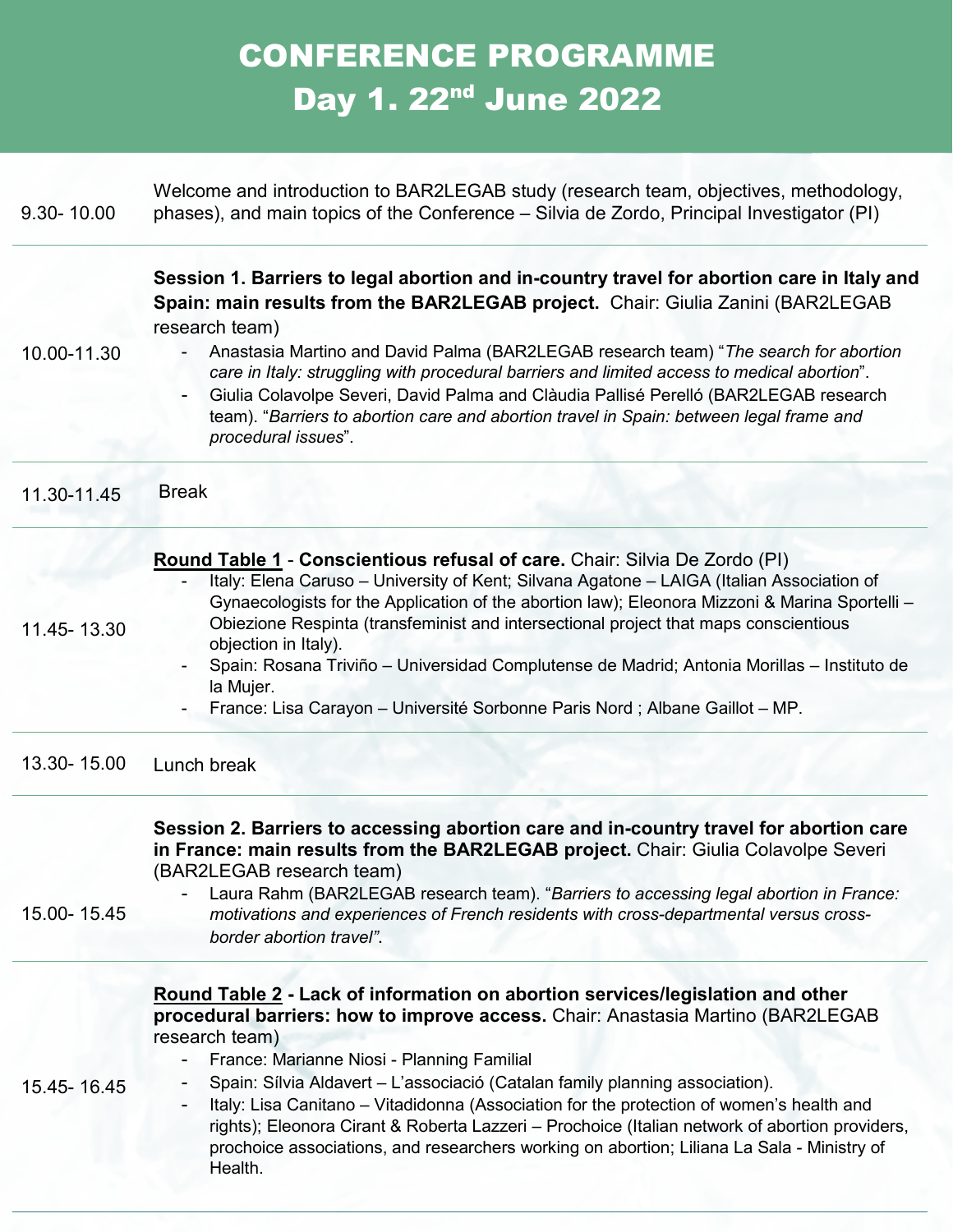# CONFERENCE PROGRAMME

## Day 1. 22nd June 2022

| | |
|---|---|
| 9.30- 10.00 | Welcome and introduction to BAR2LEGAB study (research team, objectives, methodology, phases), and main topics of the Conference – Silvia de Zordo, Principal Investigator (PI) |
| 10.00-11.30 | **Session 1. Barriers to legal abortion and in-country travel for abortion care in Italy and Spain: main results from the BAR2LEGAB project.** Chair: Giulia Zanini (BAR2LEGAB research team)<br>- Anastasia Martino and David Palma (BAR2LEGAB research team) "*The search for abortion care in Italy: struggling with procedural barriers and limited access to medical abortion*".<br>- Giulia Colavolpe Severi, David Palma and Clàudia Pallisé Perelló (BAR2LEGAB research team). "*Barriers to abortion care and abortion travel in Spain: between legal frame and procedural issues*". |
| 11.30-11.45 | Break |
| 11.45- 13.30 | **Round Table 1** - **Conscientious refusal of care.** Chair: Silvia De Zordo (PI)<br>- Italy: Elena Caruso – University of Kent; Silvana Agatone – LAIGA (Italian Association of Gynaecologists for the Application of the abortion law); Eleonora Mizzoni & Marina Sportelli – Obiezione Respinta (transfeminist and intersectional project that maps conscientious objection in Italy).<br>- Spain: Rosana Triviño – Universidad Complutense de Madrid; Antonia Morillas – Instituto de la Mujer.<br>- France: Lisa Carayon – Université Sorbonne Paris Nord ; Albane Gaillot – MP. |
| 13.30- 15.00 | Lunch break |
| 15.00- 15.45 | **Session 2. Barriers to accessing abortion care and in-country travel for abortion care in France: main results from the BAR2LEGAB project.** Chair: Giulia Colavolpe Severi (BAR2LEGAB research team)<br>- Laura Rahm (BAR2LEGAB research team). "*Barriers to accessing legal abortion in France: motivations and experiences of French residents with cross-departmental versus cross-border abortion travel"*. |
| 15.45- 16.45 | **Round Table 2 - Lack of information on abortion services/legislation and other procedural barriers: how to improve access.** Chair: Anastasia Martino (BAR2LEGAB research team)<br>- France: Marianne Niosi - Planning Familial<br>- Spain: Sílvia Aldavert – L'associació (Catalan family planning association).<br>- Italy: Lisa Canitano – Vitadidonna (Association for the protection of women's health and rights); Eleonora Cirant & Roberta Lazzeri – Prochoice (Italian network of abortion providers, prochoice associations, and researchers working on abortion; Liliana La Sala - Ministry of Health. |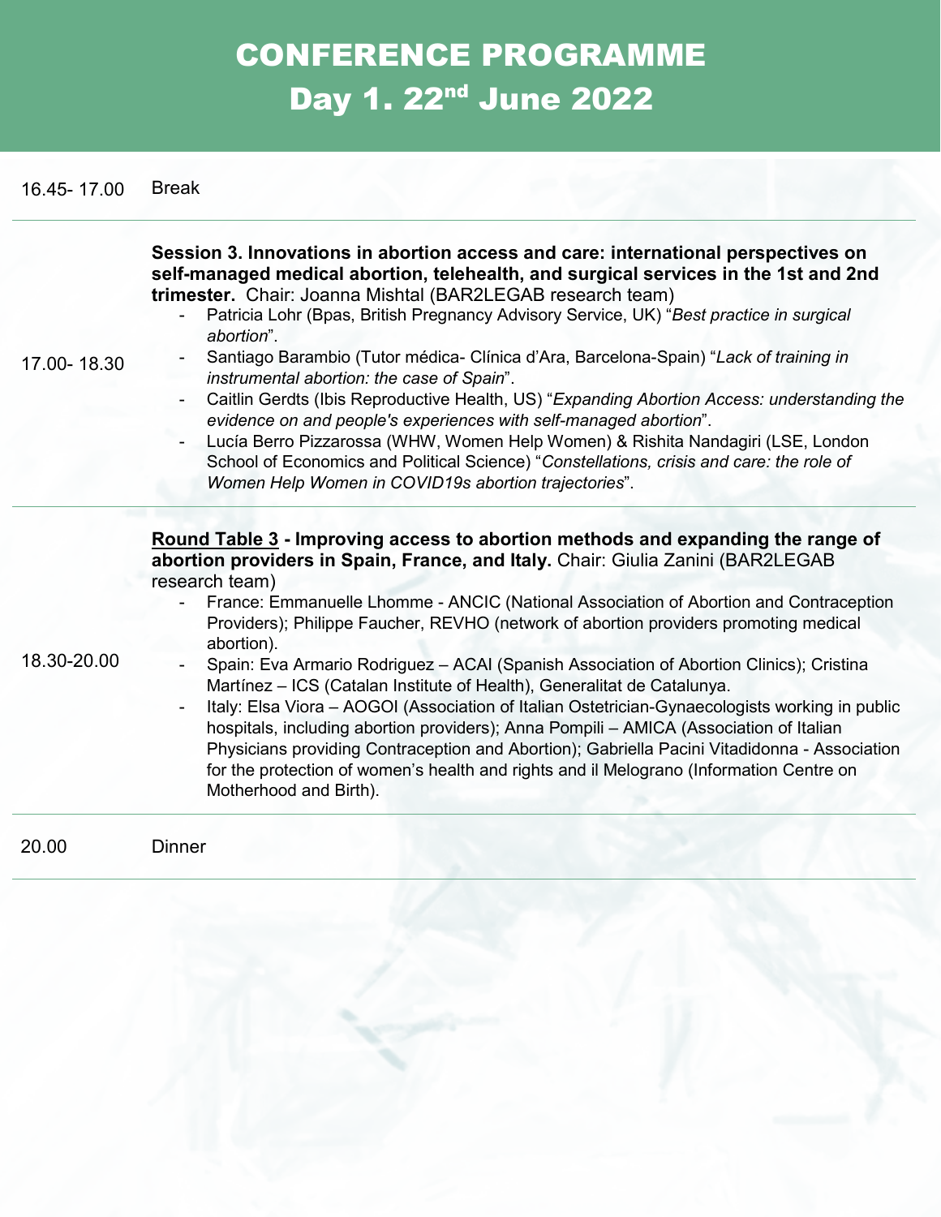# CONFERENCE PROGRAMME
## Day 1. 22nd June 2022

| Time | Programme |
|---|---|
| 16.45- 17.00 | Break |
| 17.00- 18.30 | **Session 3. Innovations in abortion access and care: international perspectives on self-managed medical abortion, telehealth, and surgical services in the 1st and 2nd trimester.** Chair: Joanna Mishtal (BAR2LEGAB research team)<br>- Patricia Lohr (Bpas, British Pregnancy Advisory Service, UK) "*Best practice in surgical abortion*".<br>- Santiago Barambio (Tutor médica- Clínica d'Ara, Barcelona-Spain) "*Lack of training in instrumental abortion: the case of Spain*".<br>- Caitlin Gerdts (Ibis Reproductive Health, US) "*Expanding Abortion Access: understanding the evidence on and people's experiences with self-managed abortion*".<br>- Lucía Berro Pizzarossa (WHW, Women Help Women) & Rishita Nandagiri (LSE, London School of Economics and Political Science) "*Constellations, crisis and care: the role of Women Help Women in COVID19s abortion trajectories*". |
| 18.30-20.00 | **Round Table 3 - Improving access to abortion methods and expanding the range of abortion providers in Spain, France, and Italy.** Chair: Giulia Zanini (BAR2LEGAB research team)<br>- France: Emmanuelle Lhomme - ANCIC (National Association of Abortion and Contraception Providers); Philippe Faucher, REVHO (network of abortion providers promoting medical abortion).<br>- Spain: Eva Armario Rodriguez – ACAI (Spanish Association of Abortion Clinics); Cristina Martínez – ICS (Catalan Institute of Health), Generalitat de Catalunya.<br>- Italy: Elsa Viora – AOGOI (Association of Italian Ostetrician-Gynaecologists working in public hospitals, including abortion providers); Anna Pompili – AMICA (Association of Italian Physicians providing Contraception and Abortion); Gabriella Pacini Vitadidonna - Association for the protection of women's health and rights and il Melograno (Information Centre on Motherhood and Birth). |
| 20.00 | Dinner |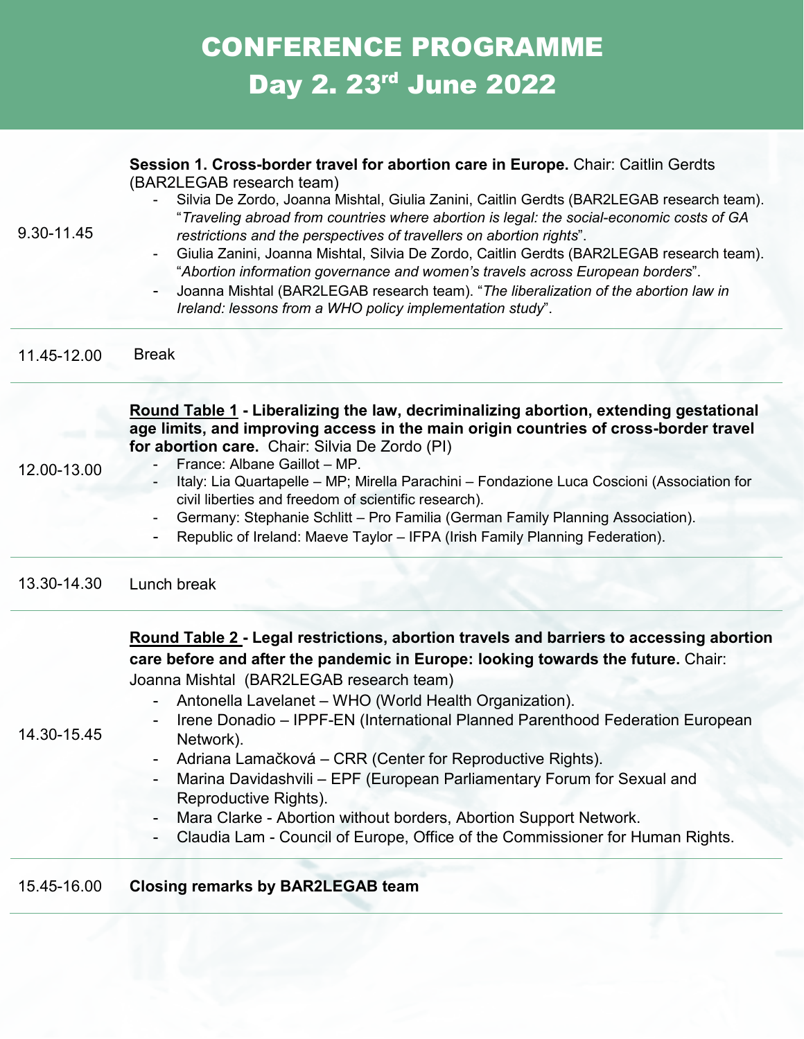# CONFERENCE PROGRAMME

## Day 2. 23rd June 2022

| | |
|---|---|
| 9.30-11.45 | **Session 1. Cross-border travel for abortion care in Europe.** Chair: Caitlin Gerdts (BAR2LEGAB research team)<br>- Silvia De Zordo, Joanna Mishtal, Giulia Zanini, Caitlin Gerdts (BAR2LEGAB research team). "*Traveling abroad from countries where abortion is legal: the social-economic costs of GA restrictions and the perspectives of travellers on abortion rights*".<br>- Giulia Zanini, Joanna Mishtal, Silvia De Zordo, Caitlin Gerdts (BAR2LEGAB research team). "*Abortion information governance and women's travels across European borders*".<br>- Joanna Mishtal (BAR2LEGAB research team). "*The liberalization of the abortion law in Ireland: lessons from a WHO policy implementation study*". |
| 11.45-12.00 | Break |
| 12.00-13.00 | **<u>Round Table 1</u> - Liberalizing the law, decriminalizing abortion, extending gestational age limits, and improving access in the main origin countries of cross-border travel for abortion care.** Chair: Silvia De Zordo (PI)<br>- France: Albane Gaillot – MP.<br>- Italy: Lia Quartapelle – MP; Mirella Parachini – Fondazione Luca Coscioni (Association for civil liberties and freedom of scientific research).<br>- Germany: Stephanie Schlitt – Pro Familia (German Family Planning Association).<br>- Republic of Ireland: Maeve Taylor – IFPA (Irish Family Planning Federation). |
| 13.30-14.30 | Lunch break |
| 14.30-15.45 | **<u>Round Table 2</u> - Legal restrictions, abortion travels and barriers to accessing abortion care before and after the pandemic in Europe: looking towards the future.** Chair: Joanna Mishtal (BAR2LEGAB research team)<br>- Antonella Lavelanet – WHO (World Health Organization).<br>- Irene Donadio – IPPF-EN (International Planned Parenthood Federation European Network).<br>- Adriana Lamačková – CRR (Center for Reproductive Rights).<br>- Marina Davidashvili – EPF (European Parliamentary Forum for Sexual and Reproductive Rights).<br>- Mara Clarke - Abortion without borders, Abortion Support Network.<br>- Claudia Lam - Council of Europe, Office of the Commissioner for Human Rights. |
| 15.45-16.00 | **Closing remarks by BAR2LEGAB team** |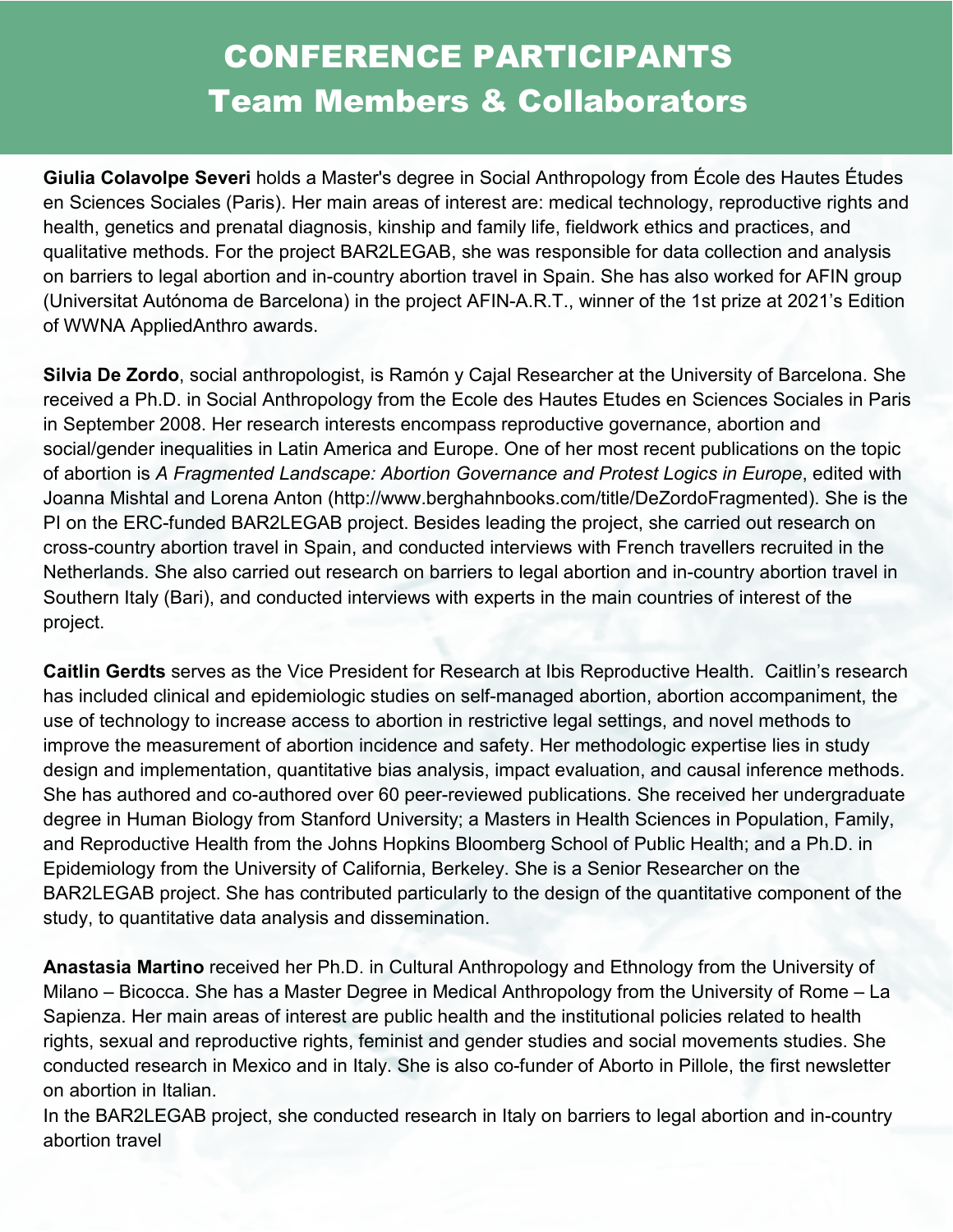# CONFERENCE PARTICIPANTS
# Team Members & Collaborators

**Giulia Colavolpe Severi** holds a Master's degree in Social Anthropology from École des Hautes Études en Sciences Sociales (Paris). Her main areas of interest are: medical technology, reproductive rights and health, genetics and prenatal diagnosis, kinship and family life, fieldwork ethics and practices, and qualitative methods. For the project BAR2LEGAB, she was responsible for data collection and analysis on barriers to legal abortion and in-country abortion travel in Spain. She has also worked for AFIN group (Universitat Autónoma de Barcelona) in the project AFIN-A.R.T., winner of the 1st prize at 2021's Edition of WWNA AppliedAnthro awards.

**Silvia De Zordo**, social anthropologist, is Ramón y Cajal Researcher at the University of Barcelona. She received a Ph.D. in Social Anthropology from the Ecole des Hautes Etudes en Sciences Sociales in Paris in September 2008. Her research interests encompass reproductive governance, abortion and social/gender inequalities in Latin America and Europe. One of her most recent publications on the topic of abortion is *A Fragmented Landscape: Abortion Governance and Protest Logics in Europe*, edited with Joanna Mishtal and Lorena Anton (http://www.berghahnbooks.com/title/DeZordoFragmented). She is the PI on the ERC-funded BAR2LEGAB project. Besides leading the project, she carried out research on cross-country abortion travel in Spain, and conducted interviews with French travellers recruited in the Netherlands. She also carried out research on barriers to legal abortion and in-country abortion travel in Southern Italy (Bari), and conducted interviews with experts in the main countries of interest of the project.

**Caitlin Gerdts** serves as the Vice President for Research at Ibis Reproductive Health. Caitlin's research has included clinical and epidemiologic studies on self-managed abortion, abortion accompaniment, the use of technology to increase access to abortion in restrictive legal settings, and novel methods to improve the measurement of abortion incidence and safety. Her methodologic expertise lies in study design and implementation, quantitative bias analysis, impact evaluation, and causal inference methods. She has authored and co-authored over 60 peer-reviewed publications. She received her undergraduate degree in Human Biology from Stanford University; a Masters in Health Sciences in Population, Family, and Reproductive Health from the Johns Hopkins Bloomberg School of Public Health; and a Ph.D. in Epidemiology from the University of California, Berkeley. She is a Senior Researcher on the BAR2LEGAB project. She has contributed particularly to the design of the quantitative component of the study, to quantitative data analysis and dissemination.

**Anastasia Martino** received her Ph.D. in Cultural Anthropology and Ethnology from the University of Milano – Bicocca. She has a Master Degree in Medical Anthropology from the University of Rome – La Sapienza. Her main areas of interest are public health and the institutional policies related to health rights, sexual and reproductive rights, feminist and gender studies and social movements studies. She conducted research in Mexico and in Italy. She is also co-funder of Aborto in Pillole, the first newsletter on abortion in Italian.
In the BAR2LEGAB project, she conducted research in Italy on barriers to legal abortion and in-country abortion travel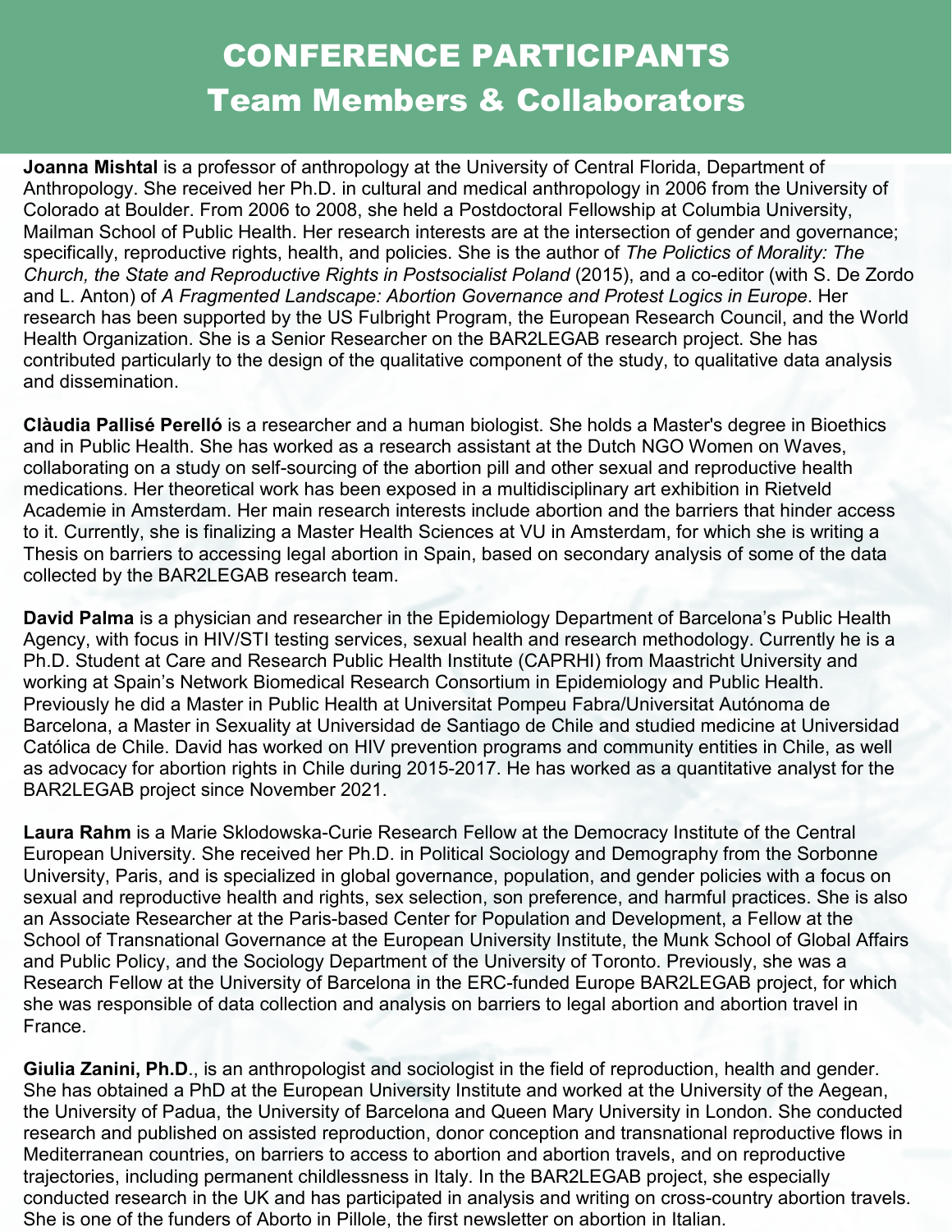# CONFERENCE PARTICIPANTS
## Team Members & Collaborators

**Joanna Mishtal** is a professor of anthropology at the University of Central Florida, Department of Anthropology. She received her Ph.D. in cultural and medical anthropology in 2006 from the University of Colorado at Boulder. From 2006 to 2008, she held a Postdoctoral Fellowship at Columbia University, Mailman School of Public Health. Her research interests are at the intersection of gender and governance; specifically, reproductive rights, health, and policies. She is the author of *The Polictics of Morality: The Church, the State and Reproductive Rights in Postsocialist Poland* (2015), and a co-editor (with S. De Zordo and L. Anton) of *A Fragmented Landscape: Abortion Governance and Protest Logics in Europe*. Her research has been supported by the US Fulbright Program, the European Research Council, and the World Health Organization. She is a Senior Researcher on the BAR2LEGAB research project. She has contributed particularly to the design of the qualitative component of the study, to qualitative data analysis and dissemination.

**Clàudia Pallisé Perelló** is a researcher and a human biologist. She holds a Master's degree in Bioethics and in Public Health. She has worked as a research assistant at the Dutch NGO Women on Waves, collaborating on a study on self-sourcing of the abortion pill and other sexual and reproductive health medications. Her theoretical work has been exposed in a multidisciplinary art exhibition in Rietveld Academie in Amsterdam. Her main research interests include abortion and the barriers that hinder access to it. Currently, she is finalizing a Master Health Sciences at VU in Amsterdam, for which she is writing a Thesis on barriers to accessing legal abortion in Spain, based on secondary analysis of some of the data collected by the BAR2LEGAB research team.

**David Palma** is a physician and researcher in the Epidemiology Department of Barcelona's Public Health Agency, with focus in HIV/STI testing services, sexual health and research methodology. Currently he is a Ph.D. Student at Care and Research Public Health Institute (CAPRHI) from Maastricht University and working at Spain's Network Biomedical Research Consortium in Epidemiology and Public Health. Previously he did a Master in Public Health at Universitat Pompeu Fabra/Universitat Autónoma de Barcelona, a Master in Sexuality at Universidad de Santiago de Chile and studied medicine at Universidad Católica de Chile. David has worked on HIV prevention programs and community entities in Chile, as well as advocacy for abortion rights in Chile during 2015-2017. He has worked as a quantitative analyst for the BAR2LEGAB project since November 2021.

**Laura Rahm** is a Marie Sklodowska-Curie Research Fellow at the Democracy Institute of the Central European University. She received her Ph.D. in Political Sociology and Demography from the Sorbonne University, Paris, and is specialized in global governance, population, and gender policies with a focus on sexual and reproductive health and rights, sex selection, son preference, and harmful practices. She is also an Associate Researcher at the Paris-based Center for Population and Development, a Fellow at the School of Transnational Governance at the European University Institute, the Munk School of Global Affairs and Public Policy, and the Sociology Department of the University of Toronto. Previously, she was a Research Fellow at the University of Barcelona in the ERC-funded Europe BAR2LEGAB project, for which she was responsible of data collection and analysis on barriers to legal abortion and abortion travel in France.

**Giulia Zanini, Ph.D**., is an anthropologist and sociologist in the field of reproduction, health and gender. She has obtained a PhD at the European University Institute and worked at the University of the Aegean, the University of Padua, the University of Barcelona and Queen Mary University in London. She conducted research and published on assisted reproduction, donor conception and transnational reproductive flows in Mediterranean countries, on barriers to access to abortion and abortion travels, and on reproductive trajectories, including permanent childlessness in Italy. In the BAR2LEGAB project, she especially conducted research in the UK and has participated in analysis and writing on cross-country abortion travels. She is one of the funders of Aborto in Pillole, the first newsletter on abortion in Italian.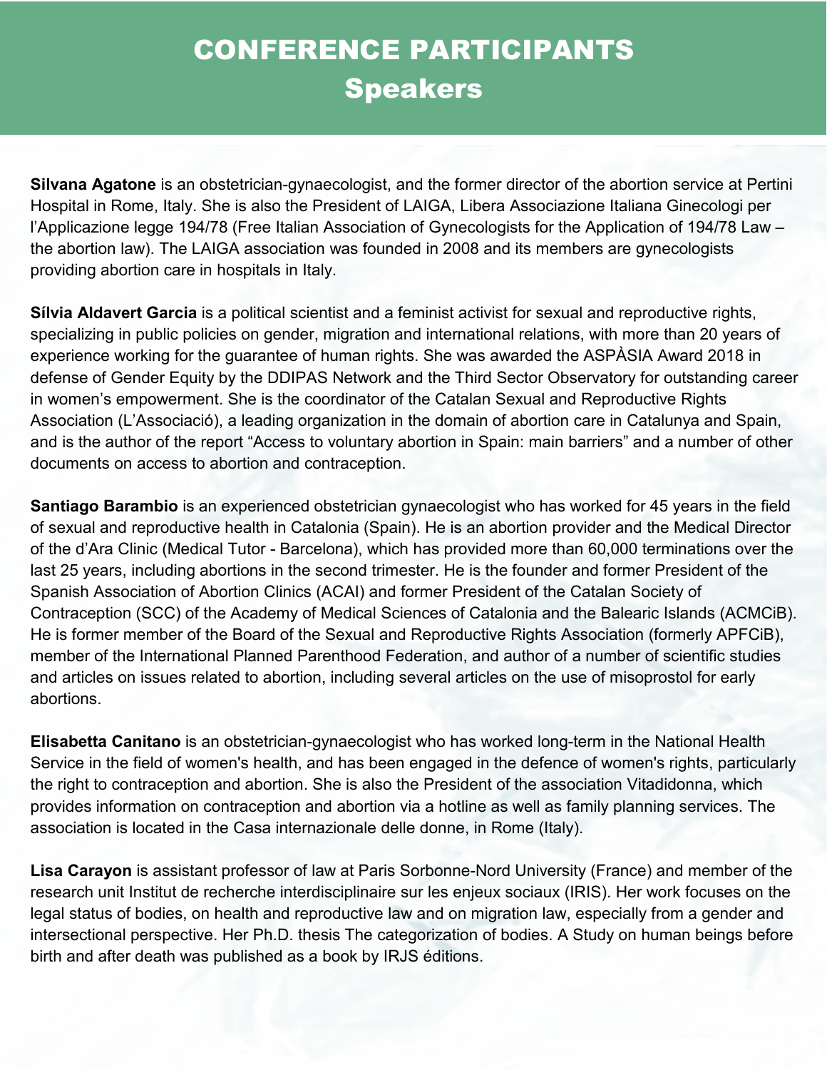# CONFERENCE PARTICIPANTS
## Speakers

**Silvana Agatone** is an obstetrician-gynaecologist, and the former director of the abortion service at Pertini Hospital in Rome, Italy. She is also the President of LAIGA, Libera Associazione Italiana Ginecologi per l'Applicazione legge 194/78 (Free Italian Association of Gynecologists for the Application of 194/78 Law – the abortion law). The LAIGA association was founded in 2008 and its members are gynecologists providing abortion care in hospitals in Italy.

**Sílvia Aldavert Garcia** is a political scientist and a feminist activist for sexual and reproductive rights, specializing in public policies on gender, migration and international relations, with more than 20 years of experience working for the guarantee of human rights. She was awarded the ASPÀSIA Award 2018 in defense of Gender Equity by the DDIPAS Network and the Third Sector Observatory for outstanding career in women's empowerment. She is the coordinator of the Catalan Sexual and Reproductive Rights Association (L'Associació), a leading organization in the domain of abortion care in Catalunya and Spain, and is the author of the report "Access to voluntary abortion in Spain: main barriers" and a number of other documents on access to abortion and contraception.

**Santiago Barambio** is an experienced obstetrician gynaecologist who has worked for 45 years in the field of sexual and reproductive health in Catalonia (Spain). He is an abortion provider and the Medical Director of the d'Ara Clinic (Medical Tutor - Barcelona), which has provided more than 60,000 terminations over the last 25 years, including abortions in the second trimester. He is the founder and former President of the Spanish Association of Abortion Clinics (ACAI) and former President of the Catalan Society of Contraception (SCC) of the Academy of Medical Sciences of Catalonia and the Balearic Islands (ACMCiB). He is former member of the Board of the Sexual and Reproductive Rights Association (formerly APFCiB), member of the International Planned Parenthood Federation, and author of a number of scientific studies and articles on issues related to abortion, including several articles on the use of misoprostol for early abortions.

**Elisabetta Canitano** is an obstetrician-gynaecologist who has worked long-term in the National Health Service in the field of women's health, and has been engaged in the defence of women's rights, particularly the right to contraception and abortion. She is also the President of the association Vitadidonna, which provides information on contraception and abortion via a hotline as well as family planning services. The association is located in the Casa internazionale delle donne, in Rome (Italy).

**Lisa Carayon** is assistant professor of law at Paris Sorbonne-Nord University (France) and member of the research unit Institut de recherche interdisciplinaire sur les enjeux sociaux (IRIS). Her work focuses on the legal status of bodies, on health and reproductive law and on migration law, especially from a gender and intersectional perspective. Her Ph.D. thesis The categorization of bodies. A Study on human beings before birth and after death was published as a book by IRJS éditions.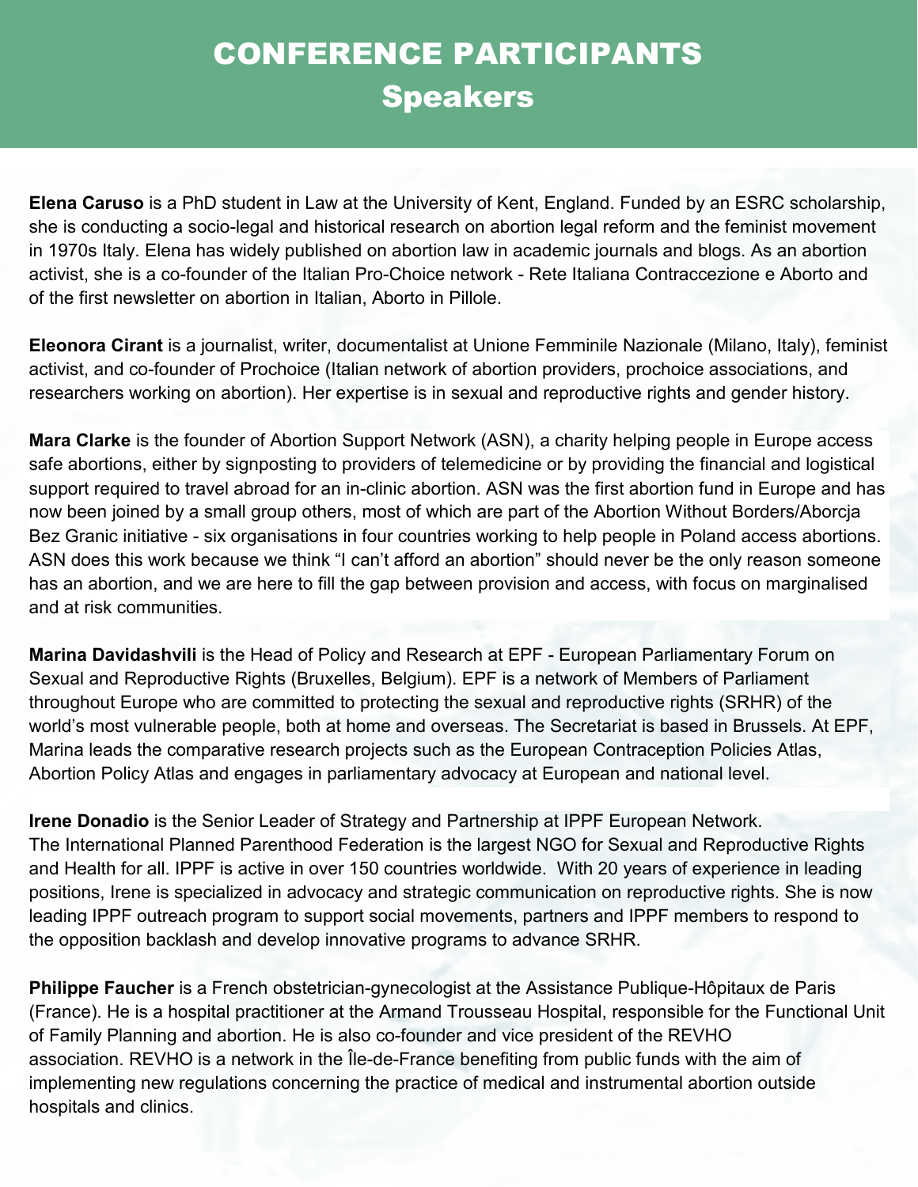# CONFERENCE PARTICIPANTS
## Speakers

**Elena Caruso** is a PhD student in Law at the University of Kent, England. Funded by an ESRC scholarship, she is conducting a socio-legal and historical research on abortion legal reform and the feminist movement in 1970s Italy. Elena has widely published on abortion law in academic journals and blogs. As an abortion activist, she is a co-founder of the Italian Pro-Choice network - Rete Italiana Contraccezione e Aborto and of the first newsletter on abortion in Italian, Aborto in Pillole.

**Eleonora Cirant** is a journalist, writer, documentalist at Unione Femminile Nazionale (Milano, Italy), feminist activist, and co-founder of Prochoice (Italian network of abortion providers, prochoice associations, and researchers working on abortion). Her expertise is in sexual and reproductive rights and gender history.

**Mara Clarke** is the founder of Abortion Support Network (ASN), a charity helping people in Europe access safe abortions, either by signposting to providers of telemedicine or by providing the financial and logistical support required to travel abroad for an in-clinic abortion. ASN was the first abortion fund in Europe and has now been joined by a small group others, most of which are part of the Abortion Without Borders/Aborcja Bez Granic initiative - six organisations in four countries working to help people in Poland access abortions. ASN does this work because we think “I can’t afford an abortion” should never be the only reason someone has an abortion, and we are here to fill the gap between provision and access, with focus on marginalised and at risk communities.

**Marina Davidashvili** is the Head of Policy and Research at EPF - European Parliamentary Forum on Sexual and Reproductive Rights (Bruxelles, Belgium). EPF is a network of Members of Parliament throughout Europe who are committed to protecting the sexual and reproductive rights (SRHR) of the world’s most vulnerable people, both at home and overseas. The Secretariat is based in Brussels. At EPF, Marina leads the comparative research projects such as the European Contraception Policies Atlas, Abortion Policy Atlas and engages in parliamentary advocacy at European and national level.

**Irene Donadio** is the Senior Leader of Strategy and Partnership at IPPF European Network. The International Planned Parenthood Federation is the largest NGO for Sexual and Reproductive Rights and Health for all. IPPF is active in over 150 countries worldwide. With 20 years of experience in leading positions, Irene is specialized in advocacy and strategic communication on reproductive rights. She is now leading IPPF outreach program to support social movements, partners and IPPF members to respond to the opposition backlash and develop innovative programs to advance SRHR.

**Philippe Faucher** is a French obstetrician-gynecologist at the Assistance Publique-Hôpitaux de Paris (France). He is a hospital practitioner at the Armand Trousseau Hospital, responsible for the Functional Unit of Family Planning and abortion. He is also co-founder and vice president of the REVHO association. REVHO is a network in the Île-de-France benefiting from public funds with the aim of implementing new regulations concerning the practice of medical and instrumental abortion outside hospitals and clinics.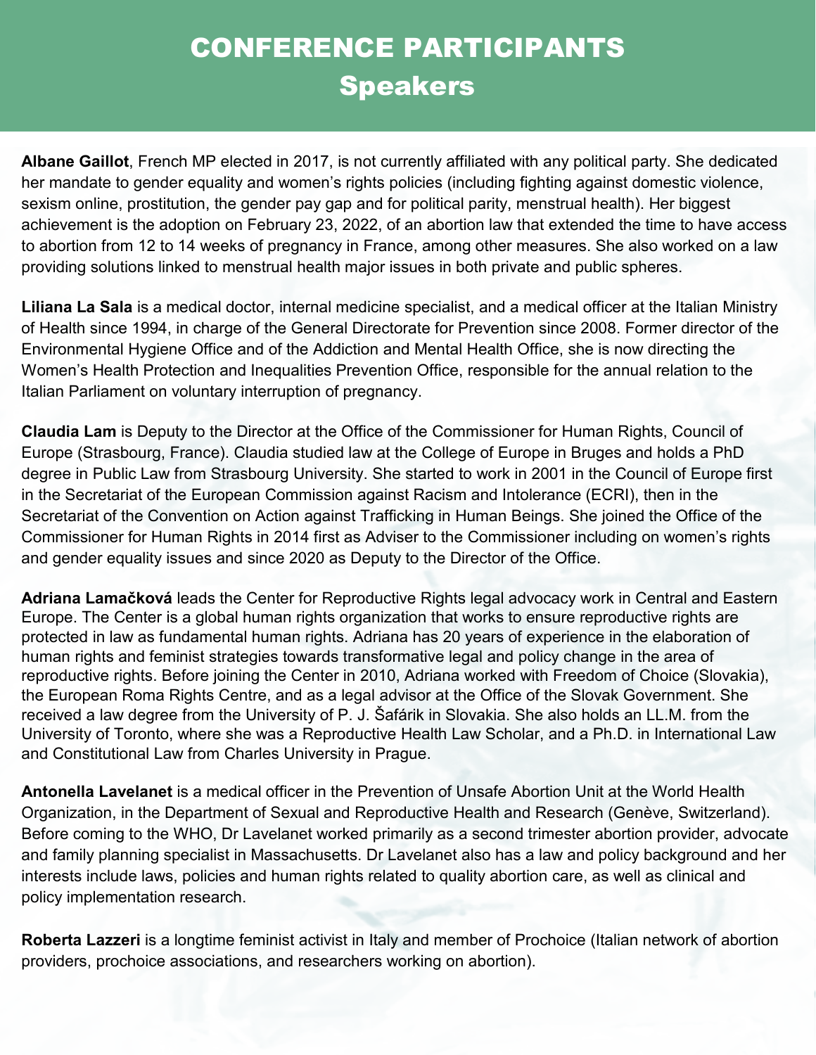# CONFERENCE PARTICIPANTS
## Speakers

**Albane Gaillot**, French MP elected in 2017, is not currently affiliated with any political party. She dedicated her mandate to gender equality and women's rights policies (including fighting against domestic violence, sexism online, prostitution, the gender pay gap and for political parity, menstrual health). Her biggest achievement is the adoption on February 23, 2022, of an abortion law that extended the time to have access to abortion from 12 to 14 weeks of pregnancy in France, among other measures. She also worked on a law providing solutions linked to menstrual health major issues in both private and public spheres.

**Liliana La Sala** is a medical doctor, internal medicine specialist, and a medical officer at the Italian Ministry of Health since 1994, in charge of the General Directorate for Prevention since 2008. Former director of the Environmental Hygiene Office and of the Addiction and Mental Health Office, she is now directing the Women's Health Protection and Inequalities Prevention Office, responsible for the annual relation to the Italian Parliament on voluntary interruption of pregnancy.

**Claudia Lam** is Deputy to the Director at the Office of the Commissioner for Human Rights, Council of Europe (Strasbourg, France). Claudia studied law at the College of Europe in Bruges and holds a PhD degree in Public Law from Strasbourg University. She started to work in 2001 in the Council of Europe first in the Secretariat of the European Commission against Racism and Intolerance (ECRI), then in the Secretariat of the Convention on Action against Trafficking in Human Beings. She joined the Office of the Commissioner for Human Rights in 2014 first as Adviser to the Commissioner including on women's rights and gender equality issues and since 2020 as Deputy to the Director of the Office.

**Adriana Lamačková** leads the Center for Reproductive Rights legal advocacy work in Central and Eastern Europe. The Center is a global human rights organization that works to ensure reproductive rights are protected in law as fundamental human rights. Adriana has 20 years of experience in the elaboration of human rights and feminist strategies towards transformative legal and policy change in the area of reproductive rights. Before joining the Center in 2010, Adriana worked with Freedom of Choice (Slovakia), the European Roma Rights Centre, and as a legal advisor at the Office of the Slovak Government. She received a law degree from the University of P. J. Šafárik in Slovakia. She also holds an LL.M. from the University of Toronto, where she was a Reproductive Health Law Scholar, and a Ph.D. in International Law and Constitutional Law from Charles University in Prague.

**Antonella Lavelanet** is a medical officer in the Prevention of Unsafe Abortion Unit at the World Health Organization, in the Department of Sexual and Reproductive Health and Research (Genève, Switzerland). Before coming to the WHO, Dr Lavelanet worked primarily as a second trimester abortion provider, advocate and family planning specialist in Massachusetts. Dr Lavelanet also has a law and policy background and her interests include laws, policies and human rights related to quality abortion care, as well as clinical and policy implementation research.

**Roberta Lazzeri** is a longtime feminist activist in Italy and member of Prochoice (Italian network of abortion providers, prochoice associations, and researchers working on abortion).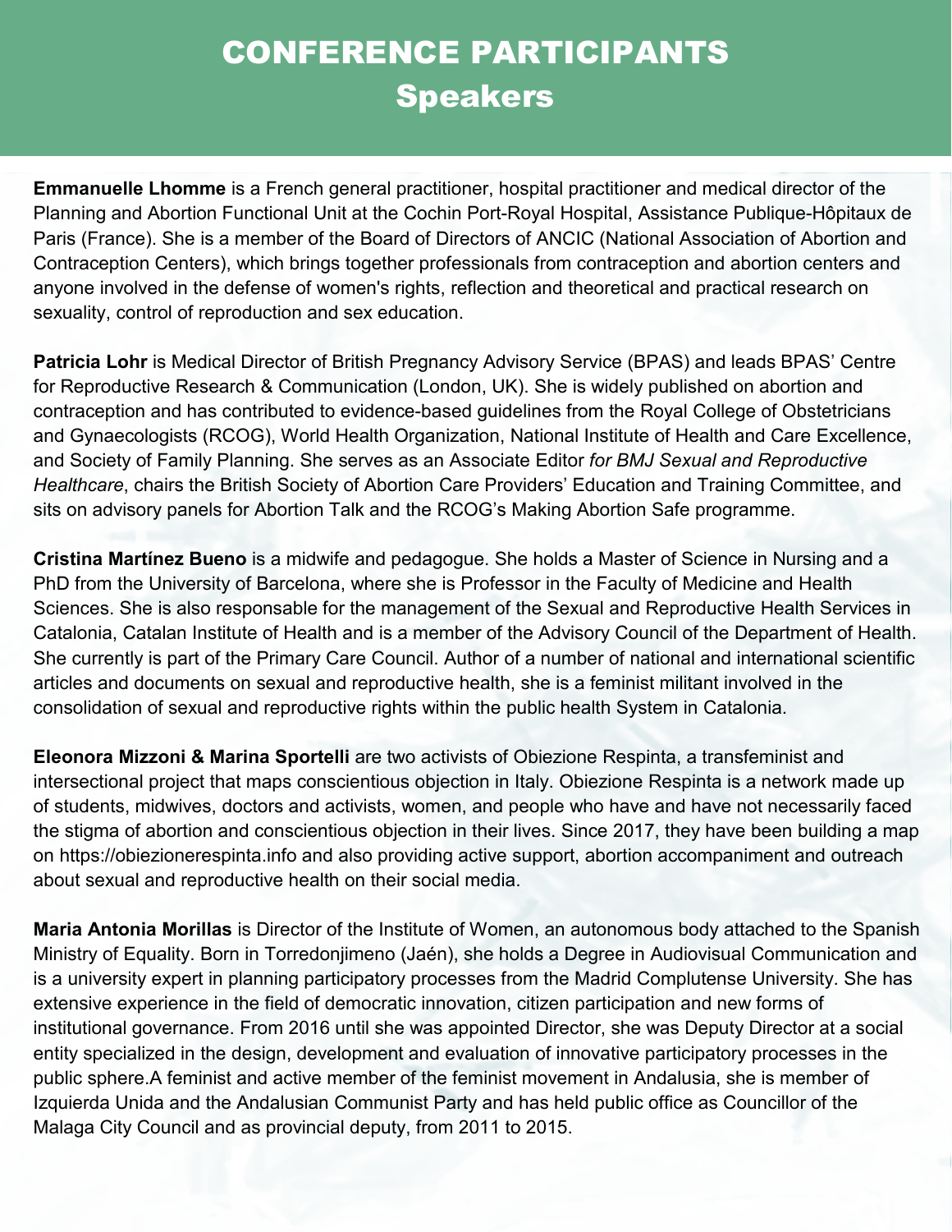# CONFERENCE PARTICIPANTS
## Speakers

**Emmanuelle Lhomme** is a French general practitioner, hospital practitioner and medical director of the Planning and Abortion Functional Unit at the Cochin Port-Royal Hospital, Assistance Publique-Hôpitaux de Paris (France). She is a member of the Board of Directors of ANCIC (National Association of Abortion and Contraception Centers), which brings together professionals from contraception and abortion centers and anyone involved in the defense of women's rights, reflection and theoretical and practical research on sexuality, control of reproduction and sex education.

**Patricia Lohr** is Medical Director of British Pregnancy Advisory Service (BPAS) and leads BPAS' Centre for Reproductive Research & Communication (London, UK). She is widely published on abortion and contraception and has contributed to evidence-based guidelines from the Royal College of Obstetricians and Gynaecologists (RCOG), World Health Organization, National Institute of Health and Care Excellence, and Society of Family Planning. She serves as an Associate Editor *for BMJ Sexual and Reproductive Healthcare*, chairs the British Society of Abortion Care Providers' Education and Training Committee, and sits on advisory panels for Abortion Talk and the RCOG's Making Abortion Safe programme.

**Cristina Martínez Bueno** is a midwife and pedagogue. She holds a Master of Science in Nursing and a PhD from the University of Barcelona, where she is Professor in the Faculty of Medicine and Health Sciences. She is also responsable for the management of the Sexual and Reproductive Health Services in Catalonia, Catalan Institute of Health and is a member of the Advisory Council of the Department of Health. She currently is part of the Primary Care Council. Author of a number of national and international scientific articles and documents on sexual and reproductive health, she is a feminist militant involved in the consolidation of sexual and reproductive rights within the public health System in Catalonia.

**Eleonora Mizzoni & Marina Sportelli** are two activists of Obiezione Respinta, a transfeminist and intersectional project that maps conscientious objection in Italy. Obiezione Respinta is a network made up of students, midwives, doctors and activists, women, and people who have and have not necessarily faced the stigma of abortion and conscientious objection in their lives. Since 2017, they have been building a map on https://obiezionerespinta.info and also providing active support, abortion accompaniment and outreach about sexual and reproductive health on their social media.

**Maria Antonia Morillas** is Director of the Institute of Women, an autonomous body attached to the Spanish Ministry of Equality. Born in Torredonjimeno (Jaén), she holds a Degree in Audiovisual Communication and is a university expert in planning participatory processes from the Madrid Complutense University. She has extensive experience in the field of democratic innovation, citizen participation and new forms of institutional governance. From 2016 until she was appointed Director, she was Deputy Director at a social entity specialized in the design, development and evaluation of innovative participatory processes in the public sphere.A feminist and active member of the feminist movement in Andalusia, she is member of Izquierda Unida and the Andalusian Communist Party and has held public office as Councillor of the Malaga City Council and as provincial deputy, from 2011 to 2015.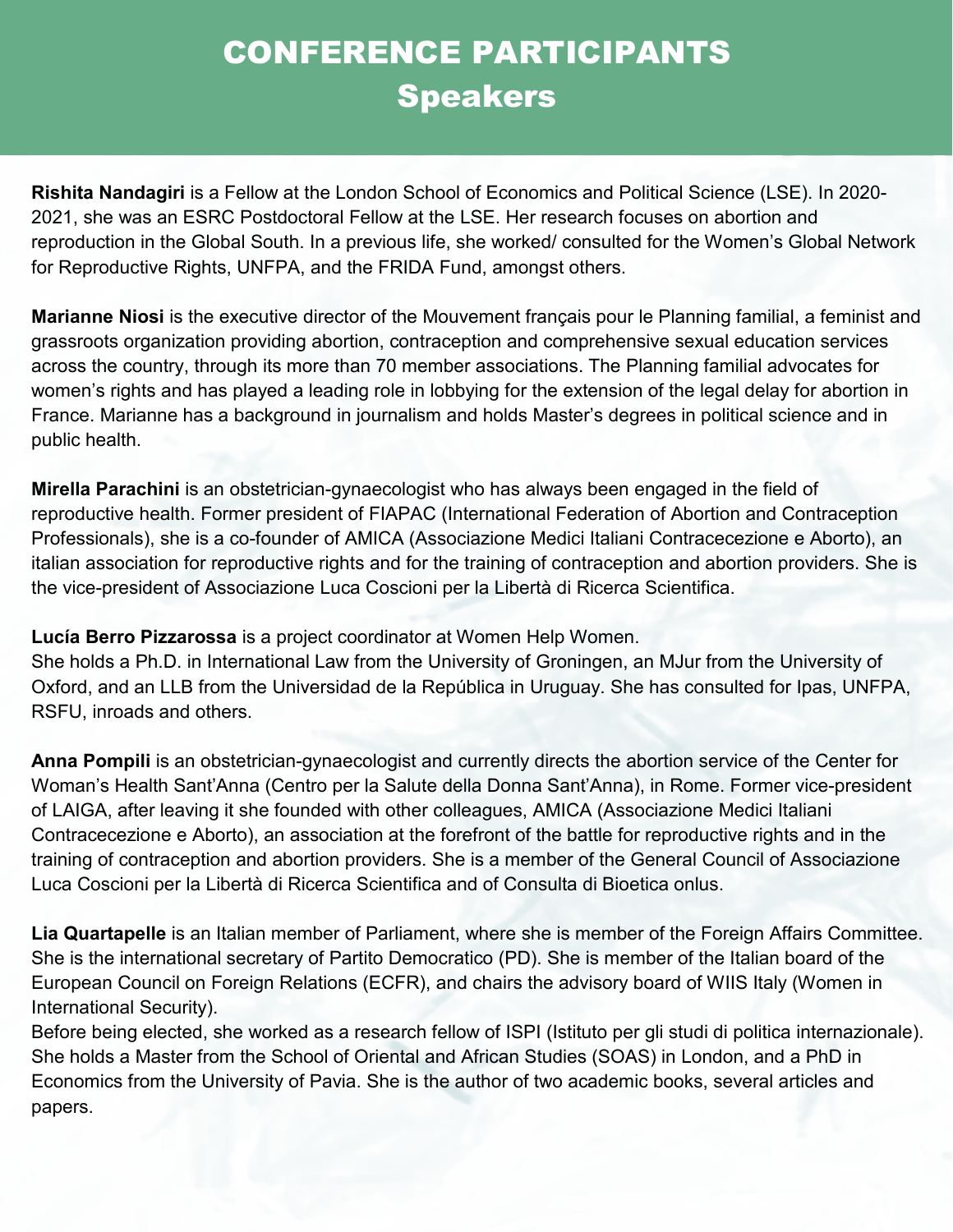# CONFERENCE PARTICIPANTS
## Speakers

**Rishita Nandagiri** is a Fellow at the London School of Economics and Political Science (LSE). In 2020-2021, she was an ESRC Postdoctoral Fellow at the LSE. Her research focuses on abortion and reproduction in the Global South. In a previous life, she worked/ consulted for the Women's Global Network for Reproductive Rights, UNFPA, and the FRIDA Fund, amongst others.

**Marianne Niosi** is the executive director of the Mouvement français pour le Planning familial, a feminist and grassroots organization providing abortion, contraception and comprehensive sexual education services across the country, through its more than 70 member associations. The Planning familial advocates for women's rights and has played a leading role in lobbying for the extension of the legal delay for abortion in France. Marianne has a background in journalism and holds Master's degrees in political science and in public health.

**Mirella Parachini** is an obstetrician-gynaecologist who has always been engaged in the field of reproductive health. Former president of FIAPAC (International Federation of Abortion and Contraception Professionals), she is a co-founder of AMICA (Associazione Medici Italiani Contracecezione e Aborto), an italian association for reproductive rights and for the training of contraception and abortion providers. She is the vice-president of Associazione Luca Coscioni per la Libertà di Ricerca Scientifica.

**Lucía Berro Pizzarossa** is a project coordinator at Women Help Women.
She holds a Ph.D. in International Law from the University of Groningen, an MJur from the University of Oxford, and an LLB from the Universidad de la República in Uruguay. She has consulted for Ipas, UNFPA, RSFU, inroads and others.

**Anna Pompili** is an obstetrician-gynaecologist and currently directs the abortion service of the Center for Woman's Health Sant'Anna (Centro per la Salute della Donna Sant'Anna), in Rome. Former vice-president of LAIGA, after leaving it she founded with other colleagues, AMICA (Associazione Medici Italiani Contracecezione e Aborto), an association at the forefront of the battle for reproductive rights and in the training of contraception and abortion providers. She is a member of the General Council of Associazione Luca Coscioni per la Libertà di Ricerca Scientifica and of Consulta di Bioetica onlus.

**Lia Quartapelle** is an Italian member of Parliament, where she is member of the Foreign Affairs Committee. She is the international secretary of Partito Democratico (PD). She is member of the Italian board of the European Council on Foreign Relations (ECFR), and chairs the advisory board of WIIS Italy (Women in International Security).
Before being elected, she worked as a research fellow of ISPI (Istituto per gli studi di politica internazionale). She holds a Master from the School of Oriental and African Studies (SOAS) in London, and a PhD in Economics from the University of Pavia. She is the author of two academic books, several articles and papers.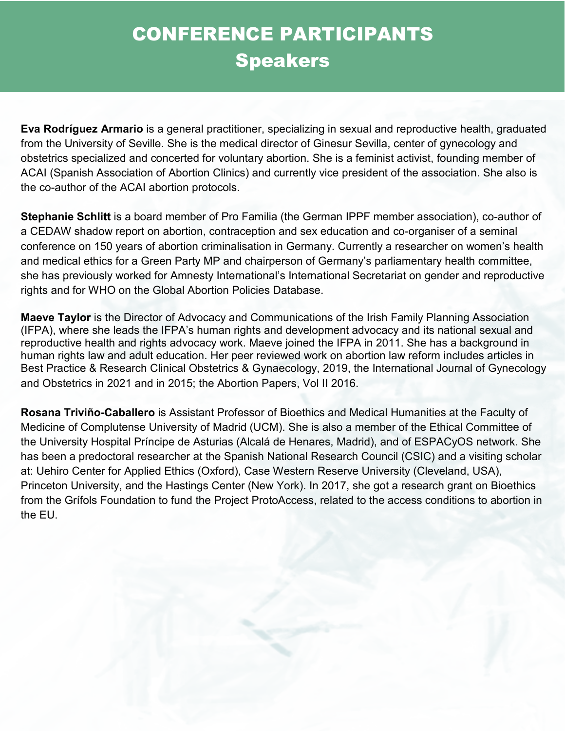# CONFERENCE PARTICIPANTS
## Speakers

**Eva Rodríguez Armario** is a general practitioner, specializing in sexual and reproductive health, graduated from the University of Seville. She is the medical director of Ginesur Sevilla, center of gynecology and obstetrics specialized and concerted for voluntary abortion. She is a feminist activist, founding member of ACAI (Spanish Association of Abortion Clinics) and currently vice president of the association. She also is the co-author of the ACAI abortion protocols.

**Stephanie Schlitt** is a board member of Pro Familia (the German IPPF member association), co-author of a CEDAW shadow report on abortion, contraception and sex education and co-organiser of a seminal conference on 150 years of abortion criminalisation in Germany. Currently a researcher on women's health and medical ethics for a Green Party MP and chairperson of Germany's parliamentary health committee, she has previously worked for Amnesty International's International Secretariat on gender and reproductive rights and for WHO on the Global Abortion Policies Database.

**Maeve Taylor** is the Director of Advocacy and Communications of the Irish Family Planning Association (IFPA), where she leads the IFPA's human rights and development advocacy and its national sexual and reproductive health and rights advocacy work. Maeve joined the IFPA in 2011. She has a background in human rights law and adult education. Her peer reviewed work on abortion law reform includes articles in Best Practice & Research Clinical Obstetrics & Gynaecology, 2019, the International Journal of Gynecology and Obstetrics in 2021 and in 2015; the Abortion Papers, Vol II 2016.

**Rosana Triviño-Caballero** is Assistant Professor of Bioethics and Medical Humanities at the Faculty of Medicine of Complutense University of Madrid (UCM). She is also a member of the Ethical Committee of the University Hospital Príncipe de Asturias (Alcalá de Henares, Madrid), and of ESPACyOS network. She has been a predoctoral researcher at the Spanish National Research Council (CSIC) and a visiting scholar at: Uehiro Center for Applied Ethics (Oxford), Case Western Reserve University (Cleveland, USA), Princeton University, and the Hastings Center (New York). In 2017, she got a research grant on Bioethics from the Grífols Foundation to fund the Project ProtoAccess, related to the access conditions to abortion in the EU.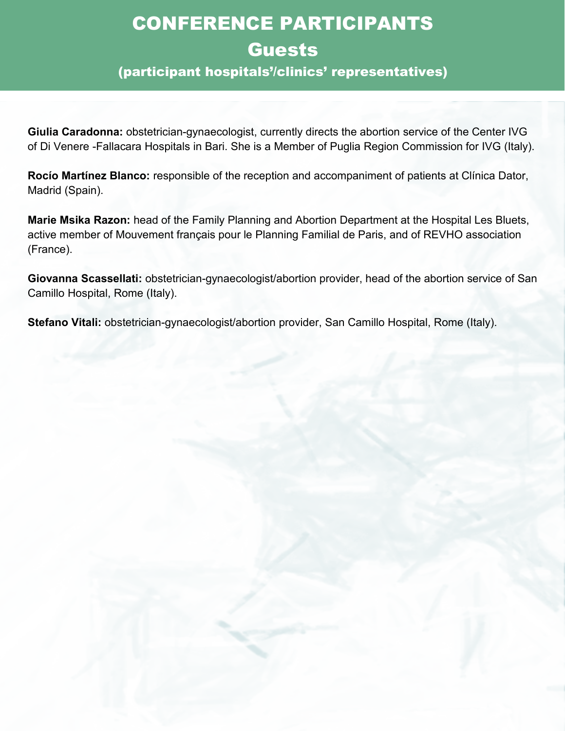# CONFERENCE PARTICIPANTS

## Guests

### (participant hospitals'/clinics' representatives)

**Giulia Caradonna:** obstetrician-gynaecologist, currently directs the abortion service of the Center IVG of Di Venere -Fallacara Hospitals in Bari. She is a Member of Puglia Region Commission for IVG (Italy).

**Rocío Martínez Blanco:** responsible of the reception and accompaniment of patients at Clínica Dator, Madrid (Spain).

**Marie Msika Razon:** head of the Family Planning and Abortion Department at the Hospital Les Bluets, active member of Mouvement français pour le Planning Familial de Paris, and of REVHO association (France).

**Giovanna Scassellati:** obstetrician-gynaecologist/abortion provider, head of the abortion service of San Camillo Hospital, Rome (Italy).

**Stefano Vitali:** obstetrician-gynaecologist/abortion provider, San Camillo Hospital, Rome (Italy).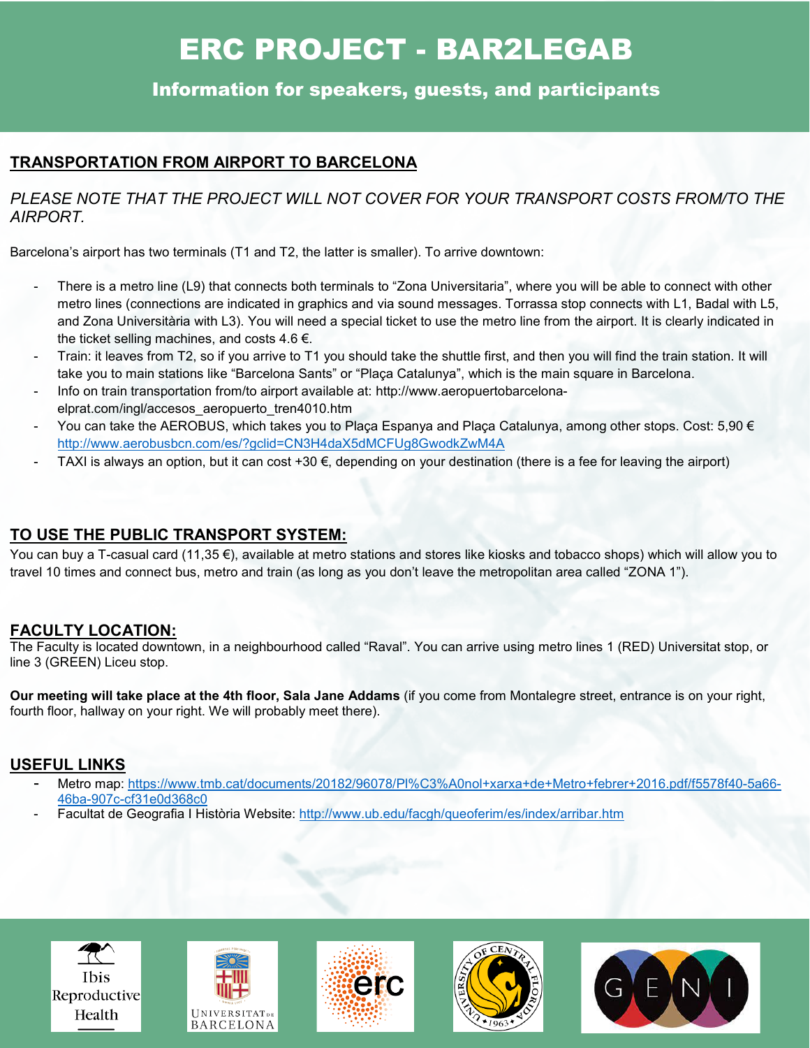# ERC PROJECT - BAR2LEGAB

## Information for speakers, guests, and participants

### TRANSPORTATION FROM AIRPORT TO BARCELONA

*PLEASE NOTE THAT THE PROJECT WILL NOT COVER FOR YOUR TRANSPORT COSTS FROM/TO THE AIRPORT.*

Barcelona's airport has two terminals (T1 and T2, the latter is smaller). To arrive downtown:

- There is a metro line (L9) that connects both terminals to "Zona Universitaria", where you will be able to connect with other metro lines (connections are indicated in graphics and via sound messages. Torrassa stop connects with L1, Badal with L5, and Zona Universitària with L3). You will need a special ticket to use the metro line from the airport. It is clearly indicated in the ticket selling machines, and costs 4.6 €.
- Train: it leaves from T2, so if you arrive to T1 you should take the shuttle first, and then you will find the train station. It will take you to main stations like "Barcelona Sants" or "Plaça Catalunya", which is the main square in Barcelona.
- Info on train transportation from/to airport available at: http://www.aeropuertobarcelona-elprat.com/ingl/accesos_aeropuerto_tren4010.htm
- You can take the AEROBUS, which takes you to Plaça Espanya and Plaça Catalunya, among other stops. Cost: 5,90 € http://www.aerobusbcn.com/es/?gclid=CN3H4daX5dMCFUg8GwodkZwM4A
- TAXI is always an option, but it can cost +30 €, depending on your destination (there is a fee for leaving the airport)

### TO USE THE PUBLIC TRANSPORT SYSTEM:

You can buy a T-casual card (11,35 €), available at metro stations and stores like kiosks and tobacco shops) which will allow you to travel 10 times and connect bus, metro and train (as long as you don't leave the metropolitan area called "ZONA 1").

### FACULTY LOCATION:

The Faculty is located downtown, in a neighbourhood called "Raval". You can arrive using metro lines 1 (RED) Universitat stop, or line 3 (GREEN) Liceu stop.

**Our meeting will take place at the 4th floor, Sala Jane Addams** (if you come from Montalegre street, entrance is on your right, fourth floor, hallway on your right. We will probably meet there).

### USEFUL LINKS

- Metro map: https://www.tmb.cat/documents/20182/96078/Pl%C3%A0nol+xarxa+de+Metro+febrer+2016.pdf/f5578f40-5a66-46ba-907c-cf31e0d368c0
- Facultat de Geografia I Història Website: http://www.ub.edu/facgh/queoferim/es/index/arribar.htm

Ibis Reproductive Health

Universitat de Barcelona

erc

University of Central Florida 1963

GENI